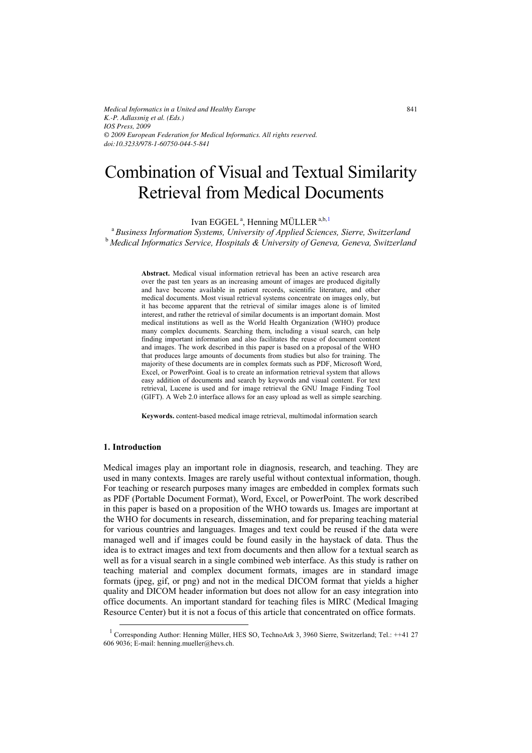# Combination of Visual and Textual Similarity Retrieval from Medical Documents

Ivan EGGEL [a], Henning MÜLLER [a,b,1]

[a] *Business Information Systems, University of Applied Sciences, Sierre, Switzerland*

[b] *Medical Informatics Service, Hospitals & University of Geneva, Geneva, Switzerland*

**Abstract.** Medical visual information retrieval has been an active research area over the past ten years as an increasing amount of images are produced digitally and have become available in patient records, scientific literature, and other medical documents. Most visual retrieval systems concentrate on images only, but it has become apparent that the retrieval of similar images alone is of limited interest, and rather the retrieval of similar documents is an important domain. Most medical institutions as well as the World Health Organization (WHO) produce many complex documents. Searching them, including a visual search, can help finding important information and also facilitates the reuse of document content and images. The work described in this paper is based on a proposal of the WHO that produces large amounts of documents from studies but also for training. The majority of these documents are in complex formats such as PDF, Microsoft Word, Excel, or PowerPoint. Goal is to create an information retrieval system that allows easy addition of documents and search by keywords and visual content. For text retrieval, Lucene is used and for image retrieval the GNU Image Finding Tool (GIFT). A Web 2.0 interface allows for an easy upload as well as simple searching.

**Keywords.** content-based medical image retrieval, multimodal information search

## 1. Introduction

Medical images play an important role in diagnosis, research, and teaching. They are used in many contexts. Images are rarely useful without contextual information, though. For teaching or research purposes many images are embedded in complex formats such as PDF (Portable Document Format), Word, Excel, or PowerPoint. The work described in this paper is based on a proposition of the WHO towards us. Images are important at the WHO for documents in research, dissemination, and for preparing teaching material for various countries and languages. Images and text could be reused if the data were managed well and if images could be found easily in the haystack of data. Thus the idea is to extract images and text from documents and then allow for a textual search as well as for a visual search in a single combined web interface. As this study is rather on teaching material and complex document formats, images are in standard image formats (jpeg, gif, or png) and not in the medical DICOM format that yields a higher quality and DICOM header information but does not allow for an easy integration into office documents. An important standard for teaching files is MIRC (Medical Imaging Resource Center) but it is not a focus of this article that concentrated on office formats.

[1] Corresponding Author: Henning Müller, HES SO, TechnoArk 3, 3960 Sierre, Switzerland; Tel.: ++41 27 606 9036; E-mail: henning.mueller@hevs.ch.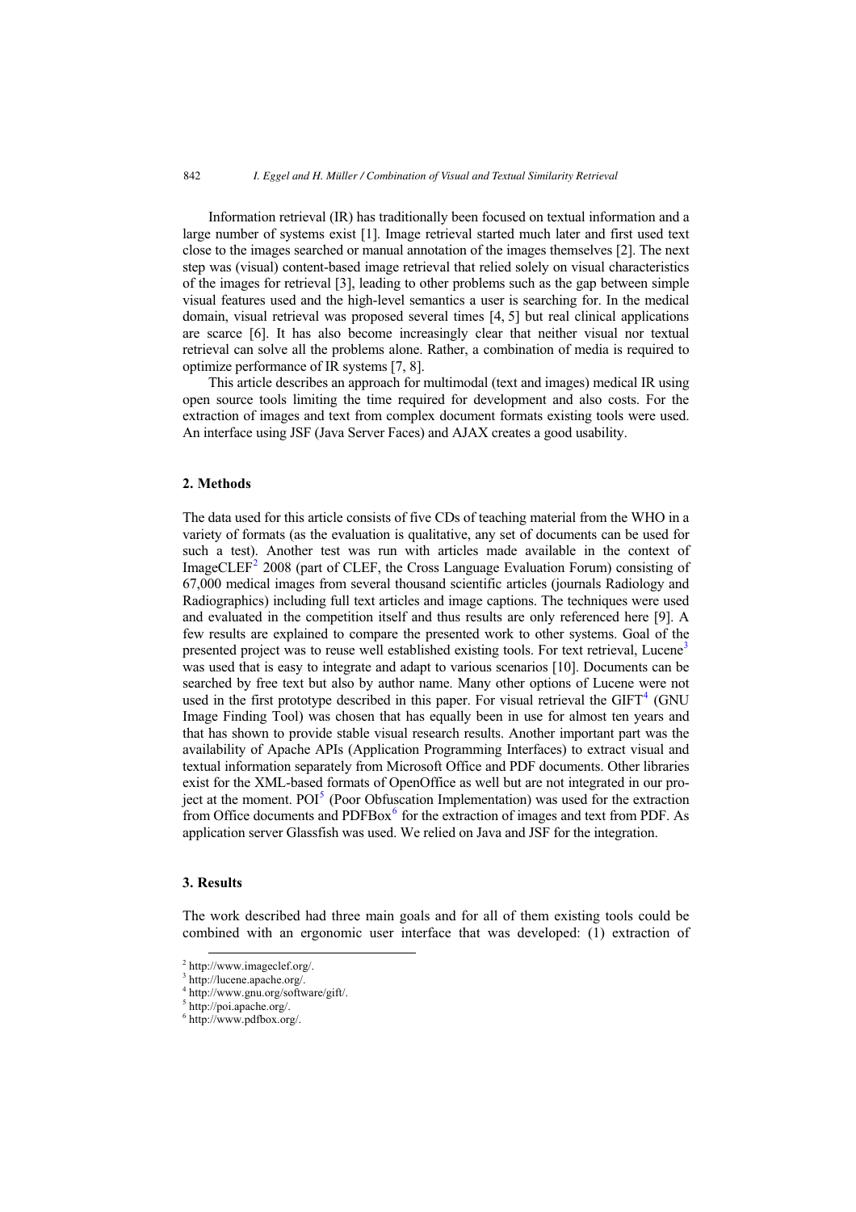Information retrieval (IR) has traditionally been focused on textual information and a large number of systems exist [1]. Image retrieval started much later and first used text close to the images searched or manual annotation of the images themselves [2]. The next step was (visual) content-based image retrieval that relied solely on visual characteristics of the images for retrieval [3], leading to other problems such as the gap between simple visual features used and the high-level semantics a user is searching for. In the medical domain, visual retrieval was proposed several times [4, 5] but real clinical applications are scarce [6]. It has also become increasingly clear that neither visual nor textual retrieval can solve all the problems alone. Rather, a combination of media is required to optimize performance of IR systems [7, 8].

This article describes an approach for multimodal (text and images) medical IR using open source tools limiting the time required for development and also costs. For the extraction of images and text from complex document formats existing tools were used. An interface using JSF (Java Server Faces) and AJAX creates a good usability.

## 2. Methods

The data used for this article consists of five CDs of teaching material from the WHO in a variety of formats (as the evaluation is qualitative, any set of documents can be used for such a test). Another test was run with articles made available in the context of ImageCLEF[2] 2008 (part of CLEF, the Cross Language Evaluation Forum) consisting of 67,000 medical images from several thousand scientific articles (journals Radiology and Radiographics) including full text articles and image captions. The techniques were used and evaluated in the competition itself and thus results are only referenced here [9]. A few results are explained to compare the presented work to other systems. Goal of the presented project was to reuse well established existing tools. For text retrieval, Lucene[3] was used that is easy to integrate and adapt to various scenarios [10]. Documents can be searched by free text but also by author name. Many other options of Lucene were not used in the first prototype described in this paper. For visual retrieval the GIFT[4] (GNU Image Finding Tool) was chosen that has equally been in use for almost ten years and that has shown to provide stable visual research results. Another important part was the availability of Apache APIs (Application Programming Interfaces) to extract visual and textual information separately from Microsoft Office and PDF documents. Other libraries exist for the XML-based formats of OpenOffice as well but are not integrated in our project at the moment. POI[5] (Poor Obfuscation Implementation) was used for the extraction from Office documents and PDFBox[6] for the extraction of images and text from PDF. As application server Glassfish was used. We relied on Java and JSF for the integration.

## 3. Results

The work described had three main goals and for all of them existing tools could be combined with an ergonomic user interface that was developed: (1) extraction of

[2] http://www.imageclef.org/.
[3] http://lucene.apache.org/.
[4] http://www.gnu.org/software/gift/.
[5] http://poi.apache.org/.
[6] http://www.pdfbox.org/.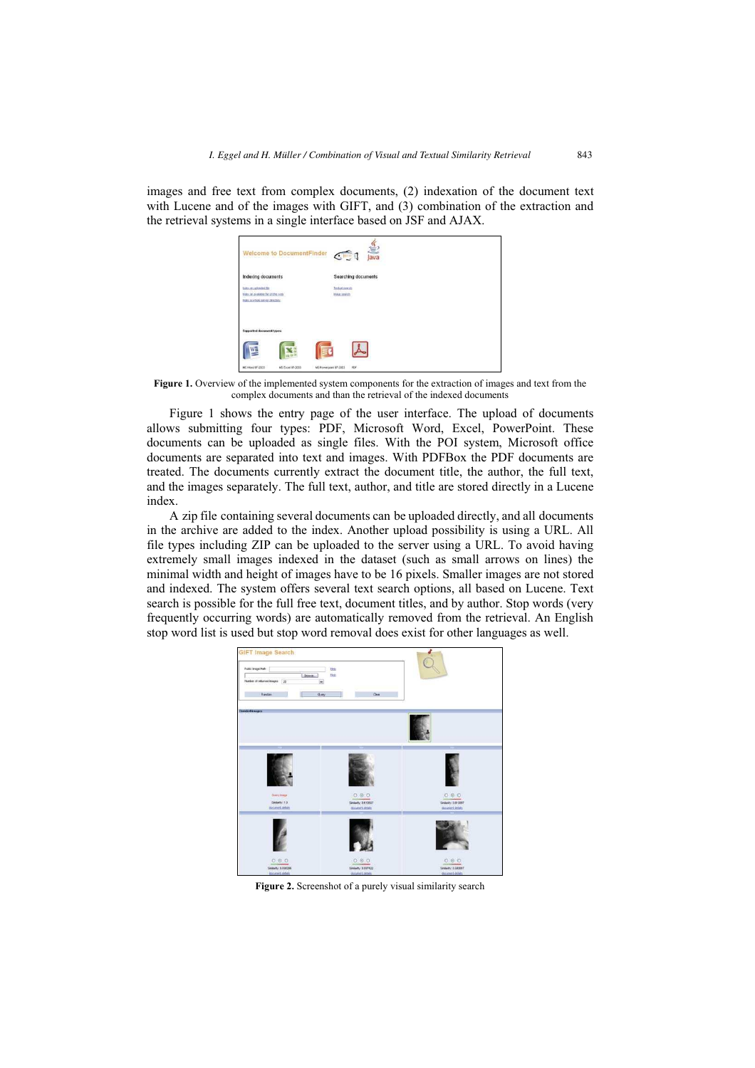images and free text from complex documents, (2) indexation of the document text with Lucene and of the images with GIFT, and (3) combination of the extraction and the retrieval systems in a single interface based on JSF and AJAX.

**Figure 1.** Overview of the implemented system components for the extraction of images and text from the complex documents and than the retrieval of the indexed documents

Figure 1 shows the entry page of the user interface. The upload of documents allows submitting four types: PDF, Microsoft Word, Excel, PowerPoint. These documents can be uploaded as single files. With the POI system, Microsoft office documents are separated into text and images. With PDFBox the PDF documents are treated. The documents currently extract the document title, the author, the full text, and the images separately. The full text, author, and title are stored directly in a Lucene index.

A zip file containing several documents can be uploaded directly, and all documents in the archive are added to the index. Another upload possibility is using a URL. All file types including ZIP can be uploaded to the server using a URL. To avoid having extremely small images indexed in the dataset (such as small arrows on lines) the minimal width and height of images have to be 16 pixels. Smaller images are not stored and indexed. The system offers several text search options, all based on Lucene. Text search is possible for the full free text, document titles, and by author. Stop words (very frequently occurring words) are automatically removed from the retrieval. An English stop word list is used but stop word removal does exist for other languages as well.

**Figure 2.** Screenshot of a purely visual similarity search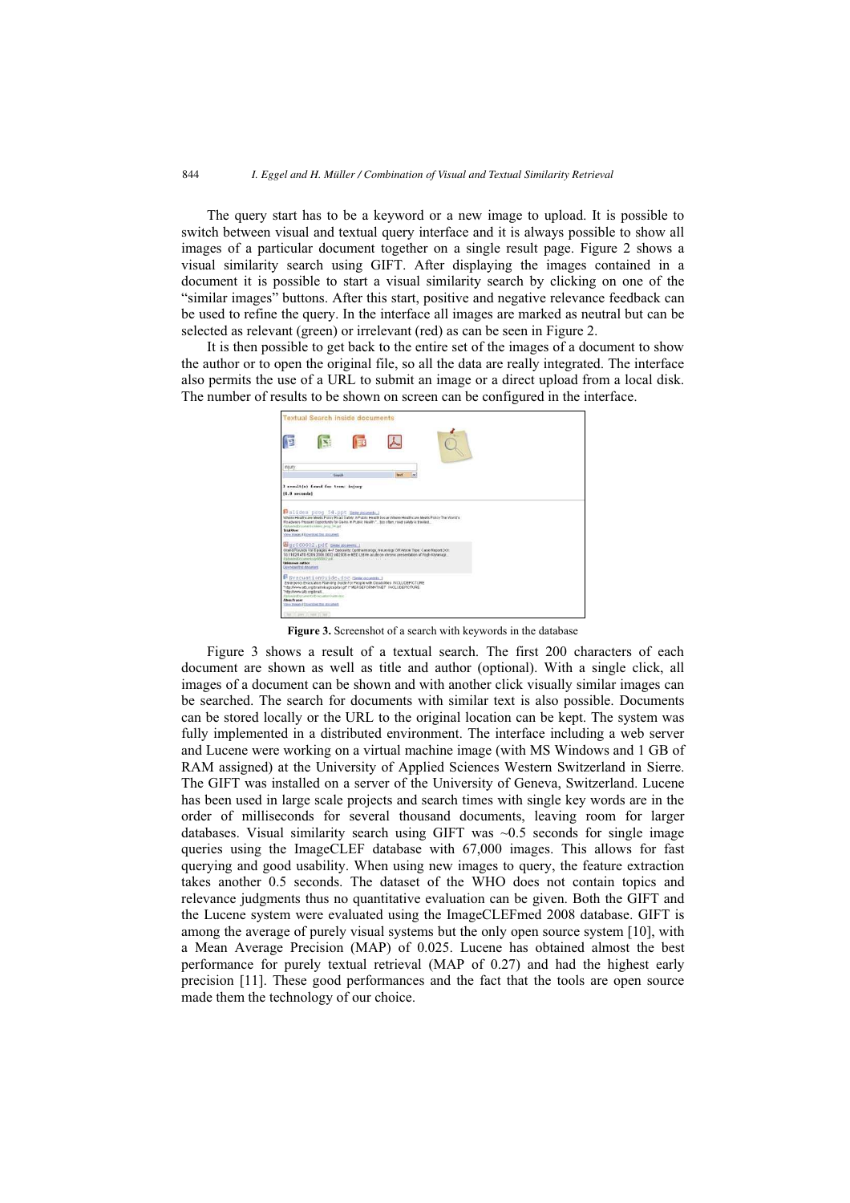The query start has to be a keyword or a new image to upload. It is possible to switch between visual and textual query interface and it is always possible to show all images of a particular document together on a single result page. Figure 2 shows a visual similarity search using GIFT. After displaying the images contained in a document it is possible to start a visual similarity search by clicking on one of the "similar images" buttons. After this start, positive and negative relevance feedback can be used to refine the query. In the interface all images are marked as neutral but can be selected as relevant (green) or irrelevant (red) as can be seen in Figure 2.

It is then possible to get back to the entire set of the images of a document to show the author or to open the original file, so all the data are really integrated. The interface also permits the use of a URL to submit an image or a direct upload from a local disk. The number of results to be shown on screen can be configured in the interface.

**Figure 3.** Screenshot of a search with keywords in the database

Figure 3 shows a result of a textual search. The first 200 characters of each document are shown as well as title and author (optional). With a single click, all images of a document can be shown and with another click visually similar images can be searched. The search for documents with similar text is also possible. Documents can be stored locally or the URL to the original location can be kept. The system was fully implemented in a distributed environment. The interface including a web server and Lucene were working on a virtual machine image (with MS Windows and 1 GB of RAM assigned) at the University of Applied Sciences Western Switzerland in Sierre. The GIFT was installed on a server of the University of Geneva, Switzerland. Lucene has been used in large scale projects and search times with single key words are in the order of milliseconds for several thousand documents, leaving room for larger databases. Visual similarity search using GIFT was ~0.5 seconds for single image queries using the ImageCLEF database with 67,000 images. This allows for fast querying and good usability. When using new images to query, the feature extraction takes another 0.5 seconds. The dataset of the WHO does not contain topics and relevance judgments thus no quantitative evaluation can be given. Both the GIFT and the Lucene system were evaluated using the ImageCLEFmed 2008 database. GIFT is among the average of purely visual systems but the only open source system [10], with a Mean Average Precision (MAP) of 0.025. Lucene has obtained almost the best performance for purely textual retrieval (MAP of 0.27) and had the highest early precision [11]. These good performances and the fact that the tools are open source made them the technology of our choice.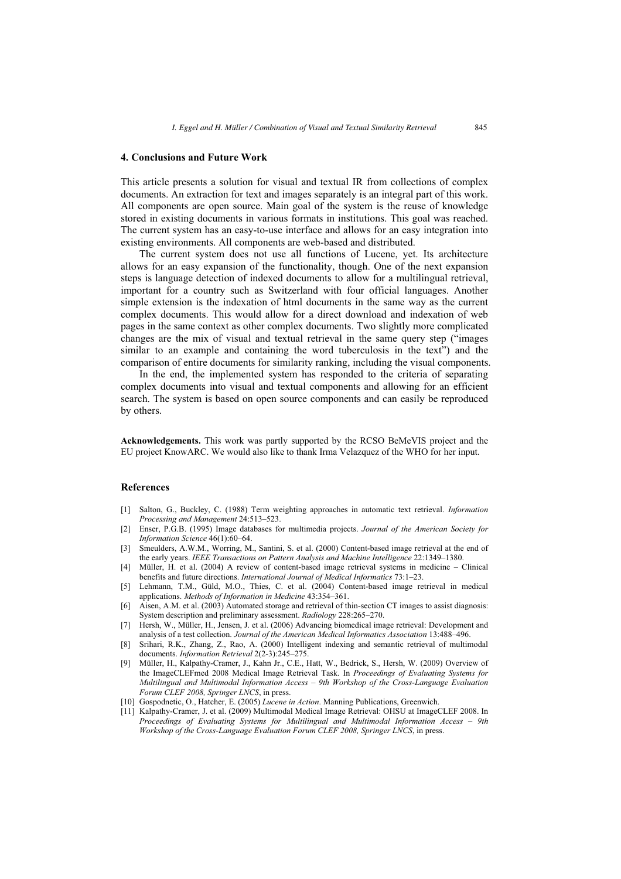## 4. Conclusions and Future Work

This article presents a solution for visual and textual IR from collections of complex documents. An extraction for text and images separately is an integral part of this work. All components are open source. Main goal of the system is the reuse of knowledge stored in existing documents in various formats in institutions. This goal was reached. The current system has an easy-to-use interface and allows for an easy integration into existing environments. All components are web-based and distributed.

The current system does not use all functions of Lucene, yet. Its architecture allows for an easy expansion of the functionality, though. One of the next expansion steps is language detection of indexed documents to allow for a multilingual retrieval, important for a country such as Switzerland with four official languages. Another simple extension is the indexation of html documents in the same way as the current complex documents. This would allow for a direct download and indexation of web pages in the same context as other complex documents. Two slightly more complicated changes are the mix of visual and textual retrieval in the same query step ("images similar to an example and containing the word tuberculosis in the text") and the comparison of entire documents for similarity ranking, including the visual components.

In the end, the implemented system has responded to the criteria of separating complex documents into visual and textual components and allowing for an efficient search. The system is based on open source components and can easily be reproduced by others.

**Acknowledgements.** This work was partly supported by the RCSO BeMeVIS project and the EU project KnowARC. We would also like to thank Irma Velazquez of the WHO for her input.

## References

[1] Salton, G., Buckley, C. (1988) Term weighting approaches in automatic text retrieval. *Information Processing and Management* 24:513–523.

[2] Enser, P.G.B. (1995) Image databases for multimedia projects. *Journal of the American Society for Information Science* 46(1):60–64.

[3] Smeulders, A.W.M., Worring, M., Santini, S. et al. (2000) Content-based image retrieval at the end of the early years. *IEEE Transactions on Pattern Analysis and Machine Intelligence* 22:1349–1380.

[4] Müller, H. et al. (2004) A review of content-based image retrieval systems in medicine – Clinical benefits and future directions. *International Journal of Medical Informatics* 73:1–23.

[5] Lehmann, T.M., Güld, M.O., Thies, C. et al. (2004) Content-based image retrieval in medical applications. *Methods of Information in Medicine* 43:354–361.

[6] Aisen, A.M. et al. (2003) Automated storage and retrieval of thin-section CT images to assist diagnosis: System description and preliminary assessment. *Radiology* 228:265–270.

[7] Hersh, W., Müller, H., Jensen, J. et al. (2006) Advancing biomedical image retrieval: Development and analysis of a test collection. *Journal of the American Medical Informatics Association* 13:488–496.

[8] Srihari, R.K., Zhang, Z., Rao, A. (2000) Intelligent indexing and semantic retrieval of multimodal documents. *Information Retrieval* 2(2-3):245–275.

[9] Müller, H., Kalpathy-Cramer, J., Kahn Jr., C.E., Hatt, W., Bedrick, S., Hersh, W. (2009) Overview of the ImageCLEFmed 2008 Medical Image Retrieval Task. In *Proceedings of Evaluating Systems for Multilingual and Multimodal Information Access – 9th Workshop of the Cross-Language Evaluation Forum CLEF 2008, Springer LNCS*, in press.

[10] Gospodnetic, O., Hatcher, E. (2005) *Lucene in Action*. Manning Publications, Greenwich.

[11] Kalpathy-Cramer, J. et al. (2009) Multimodal Medical Image Retrieval: OHSU at ImageCLEF 2008. In *Proceedings of Evaluating Systems for Multilingual and Multimodal Information Access – 9th Workshop of the Cross-Language Evaluation Forum CLEF 2008, Springer LNCS*, in press.